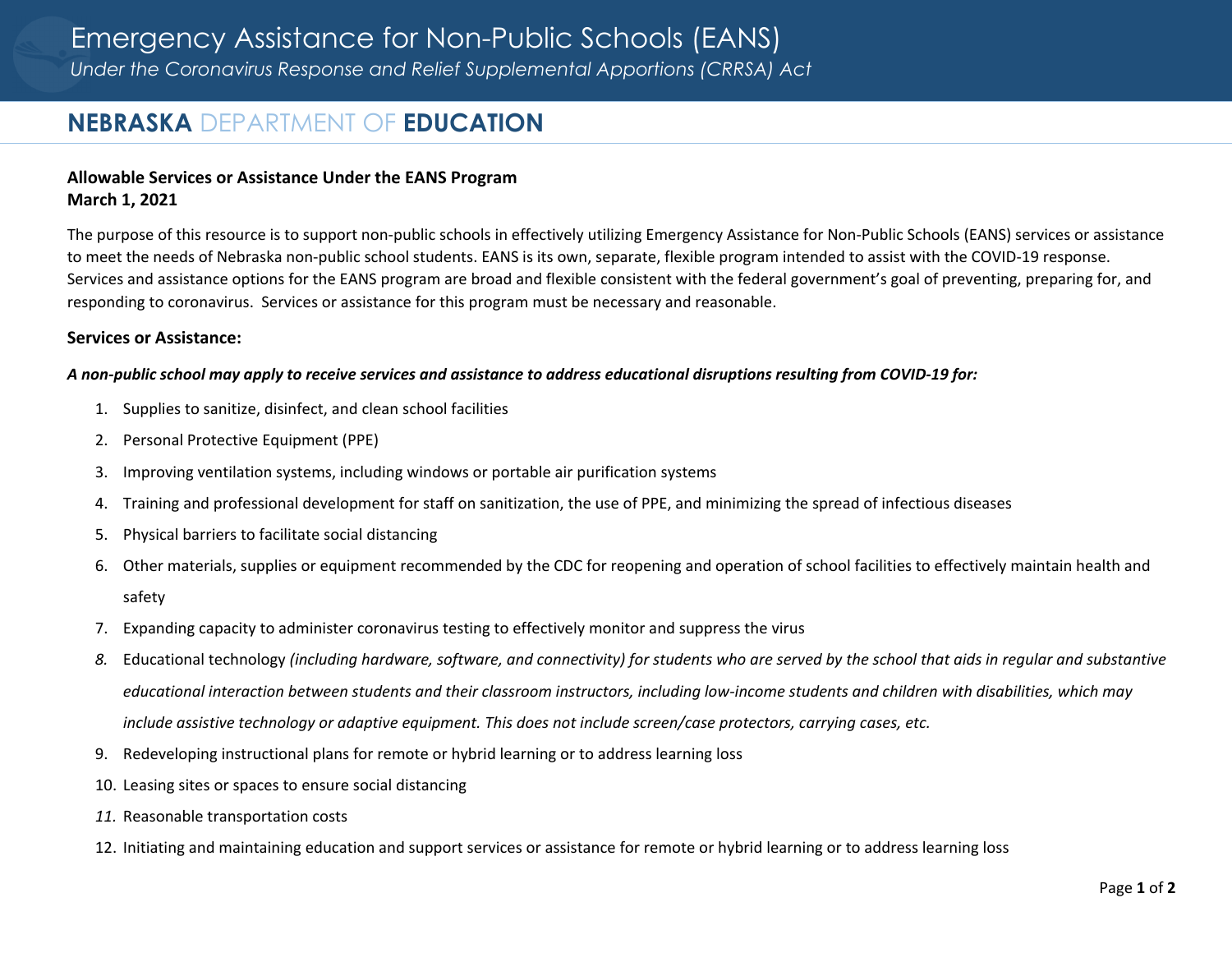# Emergency Assistance for Non-Public Schools (EANS)

*Under the Coronavirus Response and Relief Supplemental Apportions (CRRSA) Act*

## **NEBRASKA** DEPARTMENT OF **EDUCATION**

**Allowable Services or Assistance Under the EANS Program**
**March 1, 2021**

The purpose of this resource is to support non-public schools in effectively utilizing Emergency Assistance for Non-Public Schools (EANS) services or assistance to meet the needs of Nebraska non-public school students. EANS is its own, separate, flexible program intended to assist with the COVID-19 response. Services and assistance options for the EANS program are broad and flexible consistent with the federal government's goal of preventing, preparing for, and responding to coronavirus. Services or assistance for this program must be necessary and reasonable.

**Services or Assistance:**

***A non-public school may apply to receive services and assistance to address educational disruptions resulting from COVID-19 for:***

1. Supplies to sanitize, disinfect, and clean school facilities
2. Personal Protective Equipment (PPE)
3. Improving ventilation systems, including windows or portable air purification systems
4. Training and professional development for staff on sanitization, the use of PPE, and minimizing the spread of infectious diseases
5. Physical barriers to facilitate social distancing
6. Other materials, supplies or equipment recommended by the CDC for reopening and operation of school facilities to effectively maintain health and safety
7. Expanding capacity to administer coronavirus testing to effectively monitor and suppress the virus
8. Educational technology *(including hardware, software, and connectivity) for students who are served by the school that aids in regular and substantive educational interaction between students and their classroom instructors, including low-income students and children with disabilities, which may include assistive technology or adaptive equipment. This does not include screen/case protectors, carrying cases, etc.*
9. Redeveloping instructional plans for remote or hybrid learning or to address learning loss
10. Leasing sites or spaces to ensure social distancing
11. Reasonable transportation costs
12. Initiating and maintaining education and support services or assistance for remote or hybrid learning or to address learning loss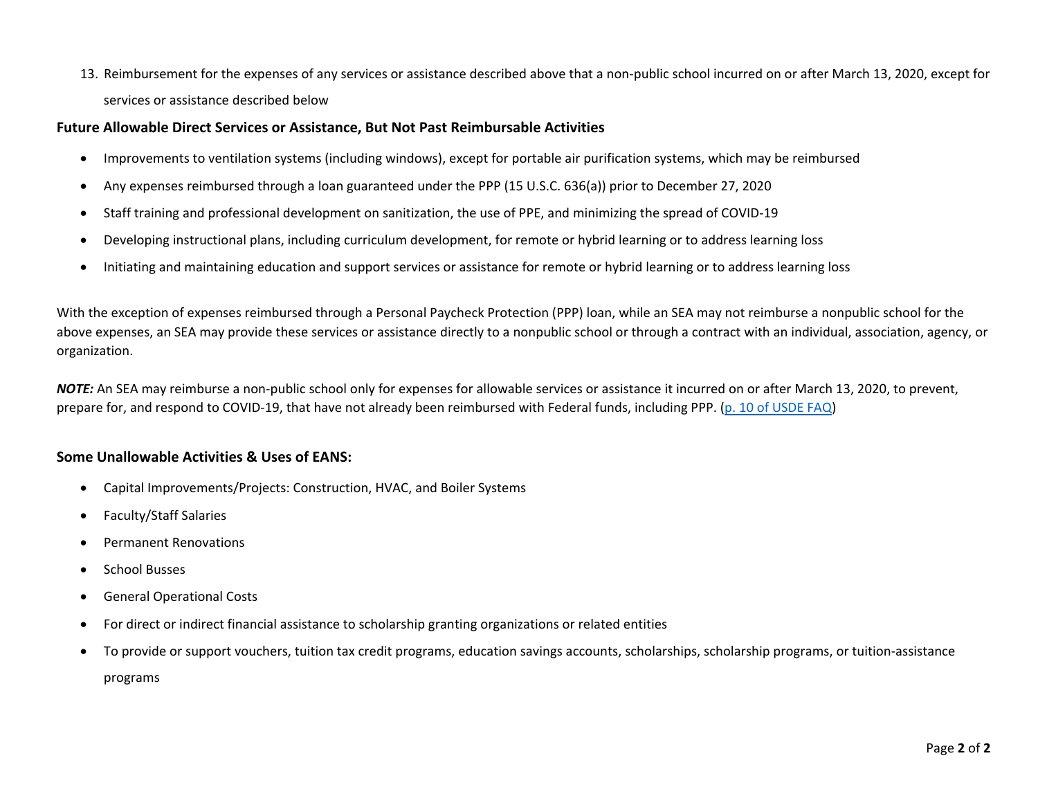13. Reimbursement for the expenses of any services or assistance described above that a non-public school incurred on or after March 13, 2020, except for services or assistance described below

**Future Allowable Direct Services or Assistance, But Not Past Reimbursable Activities**

- Improvements to ventilation systems (including windows), except for portable air purification systems, which may be reimbursed
- Any expenses reimbursed through a loan guaranteed under the PPP (15 U.S.C. 636(a)) prior to December 27, 2020
- Staff training and professional development on sanitization, the use of PPE, and minimizing the spread of COVID-19
- Developing instructional plans, including curriculum development, for remote or hybrid learning or to address learning loss
- Initiating and maintaining education and support services or assistance for remote or hybrid learning or to address learning loss

With the exception of expenses reimbursed through a Personal Paycheck Protection (PPP) loan, while an SEA may not reimburse a nonpublic school for the above expenses, an SEA may provide these services or assistance directly to a nonpublic school or through a contract with an individual, association, agency, or organization.

***NOTE:*** An SEA may reimburse a non-public school only for expenses for allowable services or assistance it incurred on or after March 13, 2020, to prevent, prepare for, and respond to COVID-19, that have not already been reimbursed with Federal funds, including PPP. (p. 10 of USDE FAQ)

**Some Unallowable Activities & Uses of EANS:**

- Capital Improvements/Projects: Construction, HVAC, and Boiler Systems
- Faculty/Staff Salaries
- Permanent Renovations
- School Busses
- General Operational Costs
- For direct or indirect financial assistance to scholarship granting organizations or related entities
- To provide or support vouchers, tuition tax credit programs, education savings accounts, scholarships, scholarship programs, or tuition-assistance programs